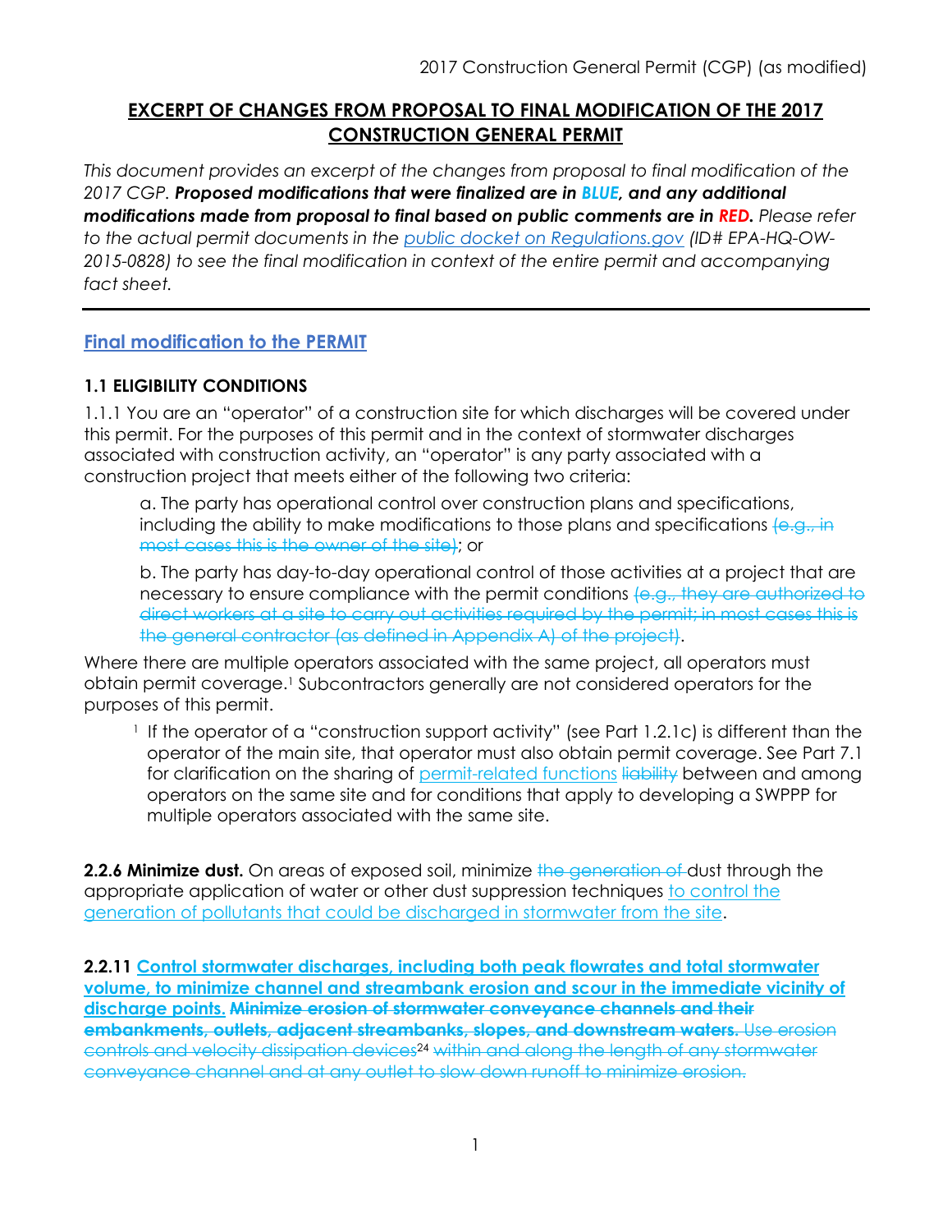# EXCERPT OF CHANGES FROM PROPOSAL TO FINAL MODIFICATION OF THE 2017 CONSTRUCTION GENERAL PERMIT

*This document provides an excerpt of the changes from proposal to final modification of the 2017 CGP. **Proposed modifications that were finalized are in BLUE, and any additional modifications made from proposal to final based on public comments are in RED.** Please refer to the actual permit documents in the [public docket on Regulations.gov](https://www.regulations.gov) (ID# EPA-HQ-OW-2015-0828) to see the final modification in context of the entire permit and accompanying fact sheet.*

---

## Final modification to the PERMIT

### 1.1 ELIGIBILITY CONDITIONS

1.1.1 You are an "operator" of a construction site for which discharges will be covered under this permit. For the purposes of this permit and in the context of stormwater discharges associated with construction activity, an "operator" is any party associated with a construction project that meets either of the following two criteria:

> a. The party has operational control over construction plans and specifications, including the ability to make modifications to those plans and specifications ~~(e.g., in most cases this is the owner of the site)~~; or
>
> b. The party has day-to-day operational control of those activities at a project that are necessary to ensure compliance with the permit conditions ~~(e.g., they are authorized to direct workers at a site to carry out activities required by the permit; in most cases this is the general contractor (as defined in Appendix A) of the project)~~.

Where there are multiple operators associated with the same project, all operators must obtain permit coverage.[1] Subcontractors generally are not considered operators for the purposes of this permit.

> [1] If the operator of a "construction support activity" (see Part 1.2.1c) is different than the operator of the main site, that operator must also obtain permit coverage. See Part 7.1 for clarification on the sharing of <u>permit-related functions</u> ~~liability~~ between and among operators on the same site and for conditions that apply to developing a SWPPP for multiple operators associated with the same site.

**2.2.6 Minimize dust.** On areas of exposed soil, minimize ~~the generation of~~ dust through the appropriate application of water or other dust suppression techniques <u>to control the generation of pollutants that could be discharged in stormwater from the site</u>.

**2.2.11 <u>Control stormwater discharges, including both peak flowrates and total stormwater volume, to minimize channel and streambank erosion and scour in the immediate vicinity of discharge points.</u> ~~Minimize erosion of stormwater conveyance channels and their embankments, outlets, adjacent streambanks, slopes, and downstream waters.~~** ~~Use erosion controls and velocity dissipation devices~~[24] ~~within and along the length of any stormwater conveyance channel and at any outlet to slow down runoff to minimize erosion.~~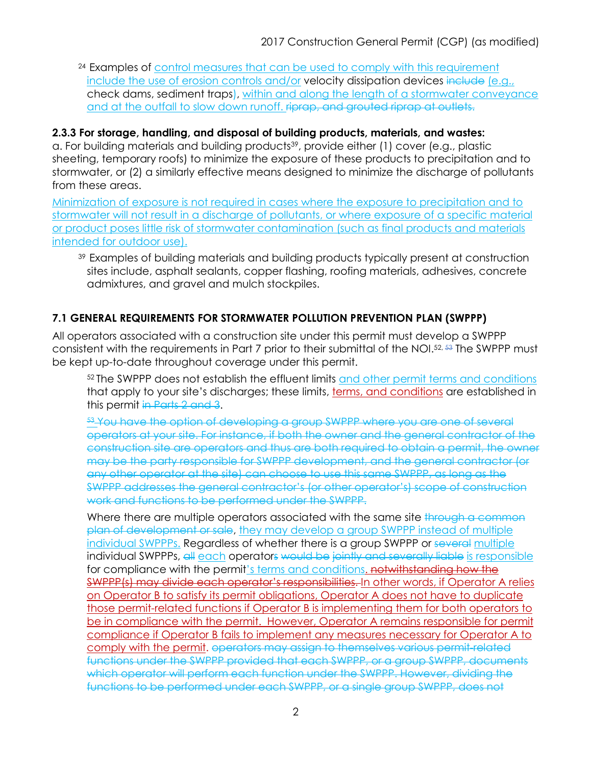[24] Examples of control measures that can be used to comply with this requirement include the use of erosion controls and/or velocity dissipation devices ~~include~~ (e.g., check dams, sediment traps), within and along the length of a stormwater conveyance and at the outfall to slow down runoff. ~~riprap, and grouted riprap at outlets.~~

**2.3.3 For storage, handling, and disposal of building products, materials, and wastes:**

a. For building materials and building products[39], provide either (1) cover (e.g., plastic sheeting, temporary roofs) to minimize the exposure of these products to precipitation and to stormwater, or (2) a similarly effective means designed to minimize the discharge of pollutants from these areas.

Minimization of exposure is not required in cases where the exposure to precipitation and to stormwater will not result in a discharge of pollutants, or where exposure of a specific material or product poses little risk of stormwater contamination (such as final products and materials intended for outdoor use).

[39] Examples of building materials and building products typically present at construction sites include, asphalt sealants, copper flashing, roofing materials, adhesives, concrete admixtures, and gravel and mulch stockpiles.

### 7.1 GENERAL REQUIREMENTS FOR STORMWATER POLLUTION PREVENTION PLAN (SWPPP)

All operators associated with a construction site under this permit must develop a SWPPP consistent with the requirements in Part 7 prior to their submittal of the NOI.[52, ~~53~~] The SWPPP must be kept up-to-date throughout coverage under this permit.

[52] The SWPPP does not establish the effluent limits and other permit terms and conditions that apply to your site's discharges; these limits, terms, and conditions are established in this permit ~~in Parts 2 and 3~~.

~~[53] You have the option of developing a group SWPPP where you are one of several operators at your site. For instance, if both the owner and the general contractor of the construction site are operators and thus are both required to obtain a permit, the owner may be the party responsible for SWPPP development, and the general contractor (or any other operator at the site) can choose to use this same SWPPP, as long as the SWPPP addresses the general contractor's (or other operator's) scope of construction work and functions to be performed under the SWPPP.~~

Where there are multiple operators associated with the same site ~~through a common plan of development or sale~~, they may develop a group SWPPP instead of multiple individual SWPPPs. Regardless of whether there is a group SWPPP or ~~several~~ multiple individual SWPPPs, ~~all~~ each operator~~s~~ ~~would be~~ ~~jointly and severally liable~~ is responsible for compliance with the permit's terms and conditions. ~~notwithstanding how the SWPPP(s) may divide each operator's responsibilities.~~ In other words, if Operator A relies on Operator B to satisfy its permit obligations, Operator A does not have to duplicate those permit-related functions if Operator B is implementing them for both operators to be in compliance with the permit. However, Operator A remains responsible for permit compliance if Operator B fails to implement any measures necessary for Operator A to comply with the permit. ~~operators may assign to themselves various permit-related functions under the SWPPP provided that each SWPPP, or a group SWPPP, documents which operator will perform each function under the SWPPP. However, dividing the functions to be performed under each SWPPP, or a single group SWPPP, does not~~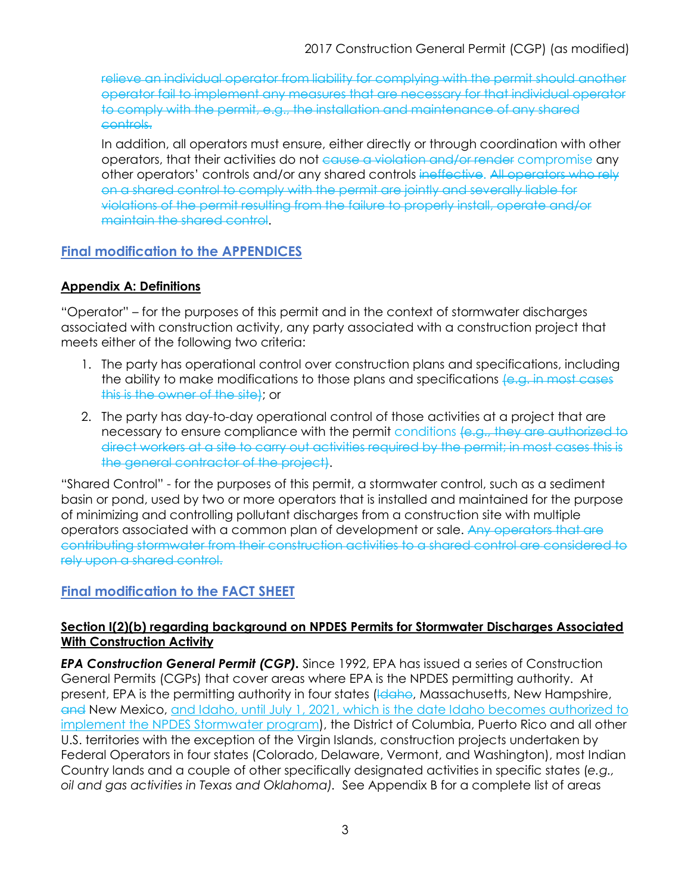~~relieve an individual operator from liability for complying with the permit should another operator fail to implement any measures that are necessary for that individual operator to comply with the permit, e.g., the installation and maintenance of any shared controls.~~

In addition, all operators must ensure, either directly or through coordination with other operators, that their activities do not ~~cause a violation and/or render~~ compromise any other operators' controls and/or any shared controls ~~ineffective~~. ~~All operators who rely on a shared control to comply with the permit are jointly and severally liable for violations of the permit resulting from the failure to properly install, operate and/or maintain the shared control~~.

## Final modification to the APPENDICES

### Appendix A: Definitions

"Operator" – for the purposes of this permit and in the context of stormwater discharges associated with construction activity, any party associated with a construction project that meets either of the following two criteria:

1. The party has operational control over construction plans and specifications, including the ability to make modifications to those plans and specifications ~~(e.g. in most cases this is the owner of the site)~~; or
2. The party has day-to-day operational control of those activities at a project that are necessary to ensure compliance with the permit conditions ~~(e.g., they are authorized to direct workers at a site to carry out activities required by the permit; in most cases this is the general contractor of the project)~~.

"Shared Control" - for the purposes of this permit, a stormwater control, such as a sediment basin or pond, used by two or more operators that is installed and maintained for the purpose of minimizing and controlling pollutant discharges from a construction site with multiple operators associated with a common plan of development or sale. ~~Any operators that are contributing stormwater from their construction activities to a shared control are considered to rely upon a shared control.~~

## Final modification to the FACT SHEET

### Section I(2)(b) regarding background on NPDES Permits for Stormwater Discharges Associated With Construction Activity

***EPA Construction General Permit (CGP).*** Since 1992, EPA has issued a series of Construction General Permits (CGPs) that cover areas where EPA is the NPDES permitting authority. At present, EPA is the permitting authority in four states (~~Idaho~~, Massachusetts, New Hampshire, ~~and~~ New Mexico, and Idaho, until July 1, 2021, which is the date Idaho becomes authorized to implement the NPDES Stormwater program), the District of Columbia, Puerto Rico and all other U.S. territories with the exception of the Virgin Islands, construction projects undertaken by Federal Operators in four states (Colorado, Delaware, Vermont, and Washington), most Indian Country lands and a couple of other specifically designated activities in specific states (*e.g., oil and gas activities in Texas and Oklahoma).* See Appendix B for a complete list of areas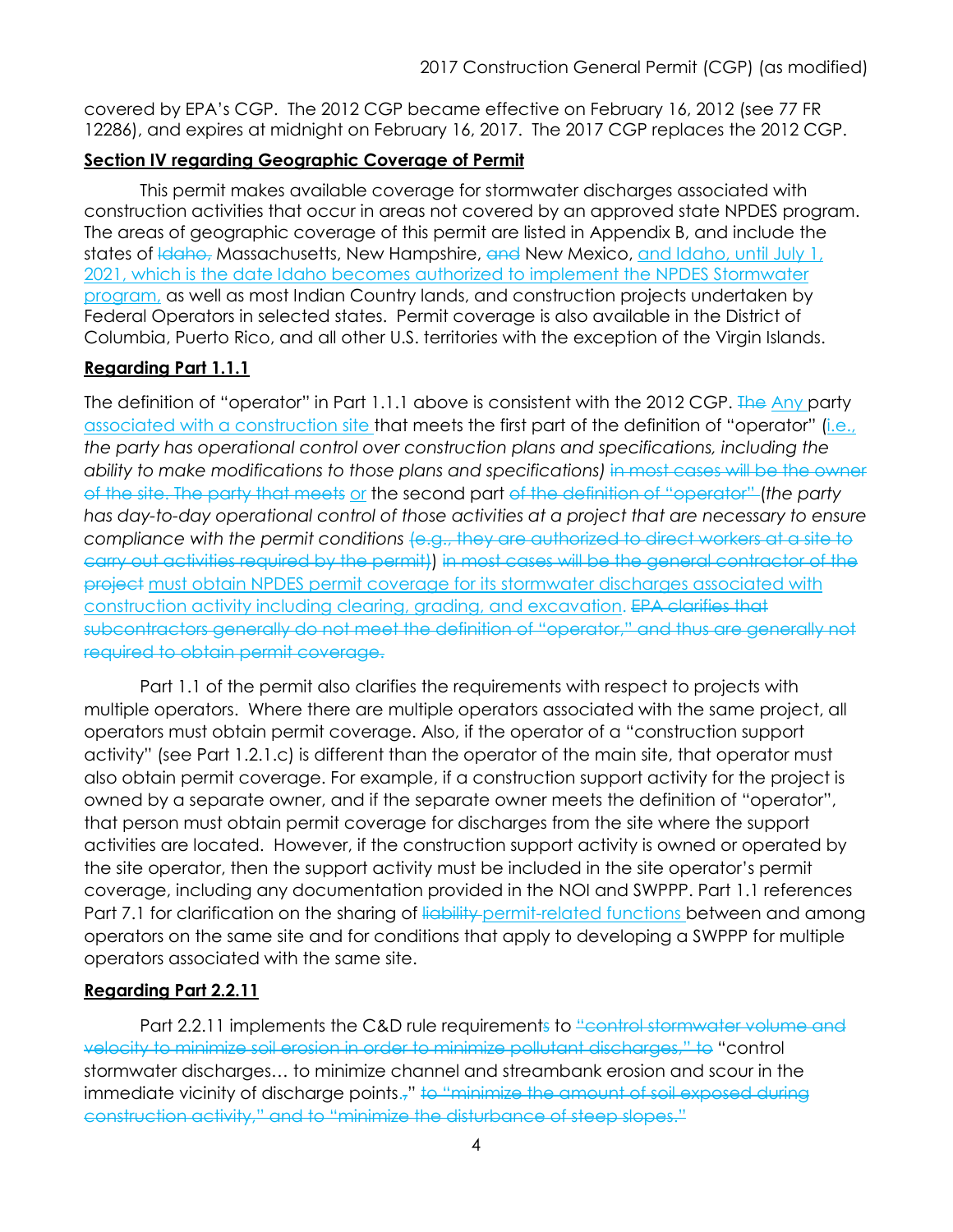covered by EPA's CGP. The 2012 CGP became effective on February 16, 2012 (see 77 FR 12286), and expires at midnight on February 16, 2017. The 2017 CGP replaces the 2012 CGP.

**<u>Section IV regarding Geographic Coverage of Permit</u>**

This permit makes available coverage for stormwater discharges associated with construction activities that occur in areas not covered by an approved state NPDES program. The areas of geographic coverage of this permit are listed in Appendix B, and include the states of ~~Idaho,~~ Massachusetts, New Hampshire, ~~and~~ New Mexico, <u>and Idaho, until July 1, 2021, which is the date Idaho becomes authorized to implement the NPDES Stormwater program,</u> as well as most Indian Country lands, and construction projects undertaken by Federal Operators in selected states. Permit coverage is also available in the District of Columbia, Puerto Rico, and all other U.S. territories with the exception of the Virgin Islands.

**<u>Regarding Part 1.1.1</u>**

The definition of "operator" in Part 1.1.1 above is consistent with the 2012 CGP. ~~The~~ <u>Any</u> party <u>associated with a construction site</u> that meets the first part of the definition of "operator" (<u>i.e.,</u> *the party has operational control over construction plans and specifications, including the ability to make modifications to those plans and specifications)* ~~in most cases will be the owner of the site. The party that meets~~ <u>or</u> the second part ~~of the definition of "operator"~~ (*the party has day-to-day operational control of those activities at a project that are necessary to ensure compliance with the permit conditions* ~~(e.g., they are authorized to direct workers at a site to carry out activities required by the permit)~~) ~~in most cases will be the general contractor of the project~~ <u>must obtain NPDES permit coverage for its stormwater discharges associated with construction activity including clearing, grading, and excavation</u>. ~~EPA clarifies that subcontractors generally do not meet the definition of "operator," and thus are generally not required to obtain permit coverage.~~

Part 1.1 of the permit also clarifies the requirements with respect to projects with multiple operators. Where there are multiple operators associated with the same project, all operators must obtain permit coverage. Also, if the operator of a "construction support activity" (see Part 1.2.1.c) is different than the operator of the main site, that operator must also obtain permit coverage. For example, if a construction support activity for the project is owned by a separate owner, and if the separate owner meets the definition of "operator", that person must obtain permit coverage for discharges from the site where the support activities are located. However, if the construction support activity is owned or operated by the site operator, then the support activity must be included in the site operator's permit coverage, including any documentation provided in the NOI and SWPPP. Part 1.1 references Part 7.1 for clarification on the sharing of ~~liability~~ <u>permit-related functions</u> between and among operators on the same site and for conditions that apply to developing a SWPPP for multiple operators associated with the same site.

**<u>Regarding Part 2.2.11</u>**

Part 2.2.11 implements the C&D rule requirement<u>s</u> to ~~"control stormwater volume and velocity to minimize soil erosion in order to minimize pollutant discharges," to~~ "control stormwater discharges… to minimize channel and streambank erosion and scour in the immediate vicinity of discharge points.~~,~~" ~~to "minimize the amount of soil exposed during construction activity," and to "minimize the disturbance of steep slopes."~~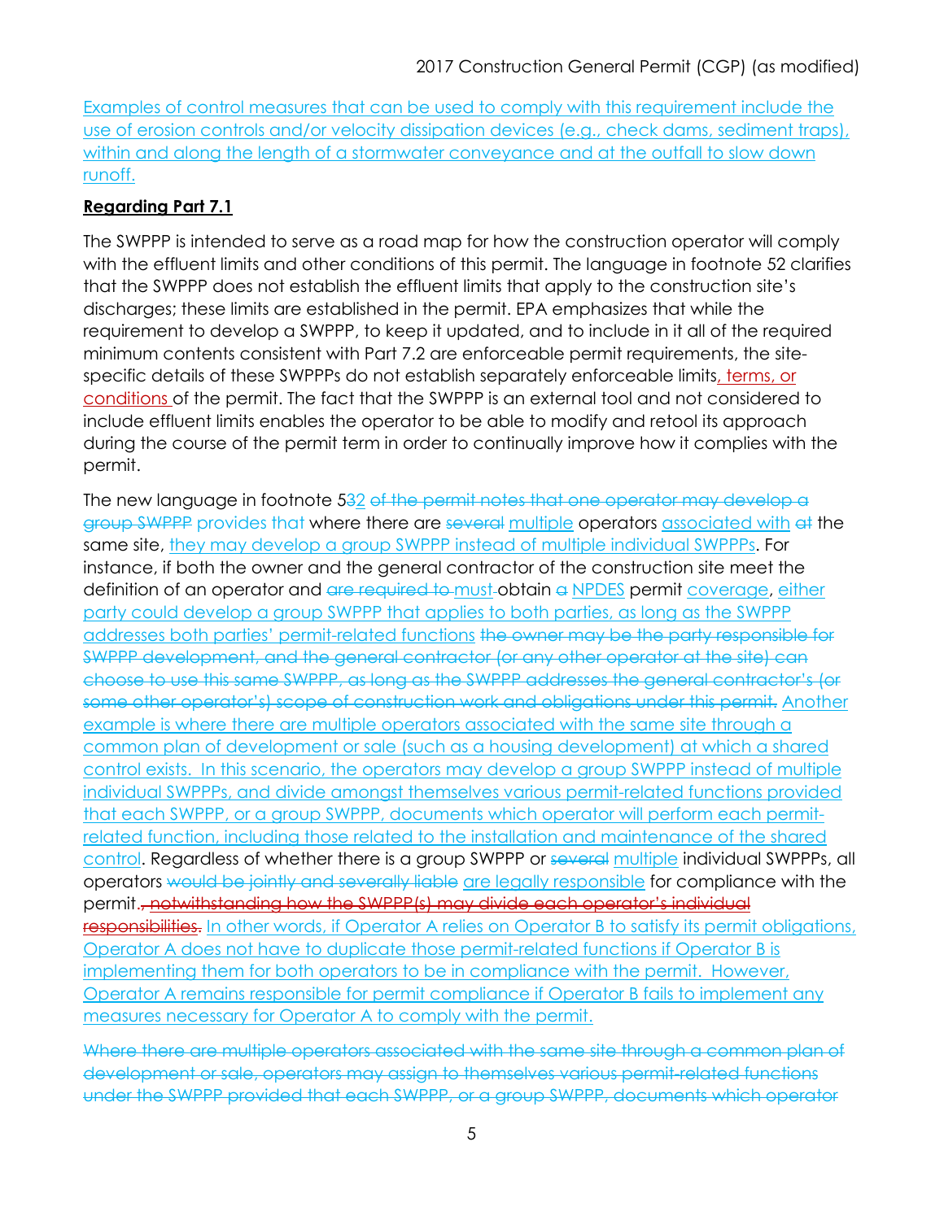Examples of control measures that can be used to comply with this requirement include the use of erosion controls and/or velocity dissipation devices (e.g., check dams, sediment traps), within and along the length of a stormwater conveyance and at the outfall to slow down runoff.

**Regarding Part 7.1**

The SWPPP is intended to serve as a road map for how the construction operator will comply with the effluent limits and other conditions of this permit. The language in footnote 52 clarifies that the SWPPP does not establish the effluent limits that apply to the construction site's discharges; these limits are established in the permit. EPA emphasizes that while the requirement to develop a SWPPP, to keep it updated, and to include in it all of the required minimum contents consistent with Part 7.2 are enforceable permit requirements, the site-specific details of these SWPPPs do not establish separately enforceable limits, terms, or conditions of the permit. The fact that the SWPPP is an external tool and not considered to include effluent limits enables the operator to be able to modify and retool its approach during the course of the permit term in order to continually improve how it complies with the permit.

The new language in footnote 5~~3~~2 ~~of the permit notes that one operator may develop a group SWPPP~~ provides that where there are ~~several~~ multiple operators associated with ~~at~~ the same site, they may develop a group SWPPP instead of multiple individual SWPPPs. For instance, if both the owner and the general contractor of the construction site meet the definition of an operator and ~~are required to~~ must obtain ~~a~~ NPDES permit coverage, either party could develop a group SWPPP that applies to both parties, as long as the SWPPP addresses both parties' permit-related functions ~~the owner may be the party responsible for SWPPP development, and the general contractor (or any other operator at the site) can choose to use this same SWPPP, as long as the SWPPP addresses the general contractor's (or some other operator's) scope of construction work and obligations under this permit.~~ Another example is where there are multiple operators associated with the same site through a common plan of development or sale (such as a housing development) at which a shared control exists. In this scenario, the operators may develop a group SWPPP instead of multiple individual SWPPPs, and divide amongst themselves various permit-related functions provided that each SWPPP, or a group SWPPP, documents which operator will perform each permit-related function, including those related to the installation and maintenance of the shared control. Regardless of whether there is a group SWPPP or ~~several~~ multiple individual SWPPPs, all operators ~~would be jointly and severally liable~~ are legally responsible for compliance with the permit.~~, notwithstanding how the SWPPP(s) may divide each operator's individual responsibilities.~~ In other words, if Operator A relies on Operator B to satisfy its permit obligations, Operator A does not have to duplicate those permit-related functions if Operator B is implementing them for both operators to be in compliance with the permit. However, Operator A remains responsible for permit compliance if Operator B fails to implement any measures necessary for Operator A to comply with the permit.

~~Where there are multiple operators associated with the same site through a common plan of development or sale, operators may assign to themselves various permit-related functions under the SWPPP provided that each SWPPP, or a group SWPPP, documents which operator~~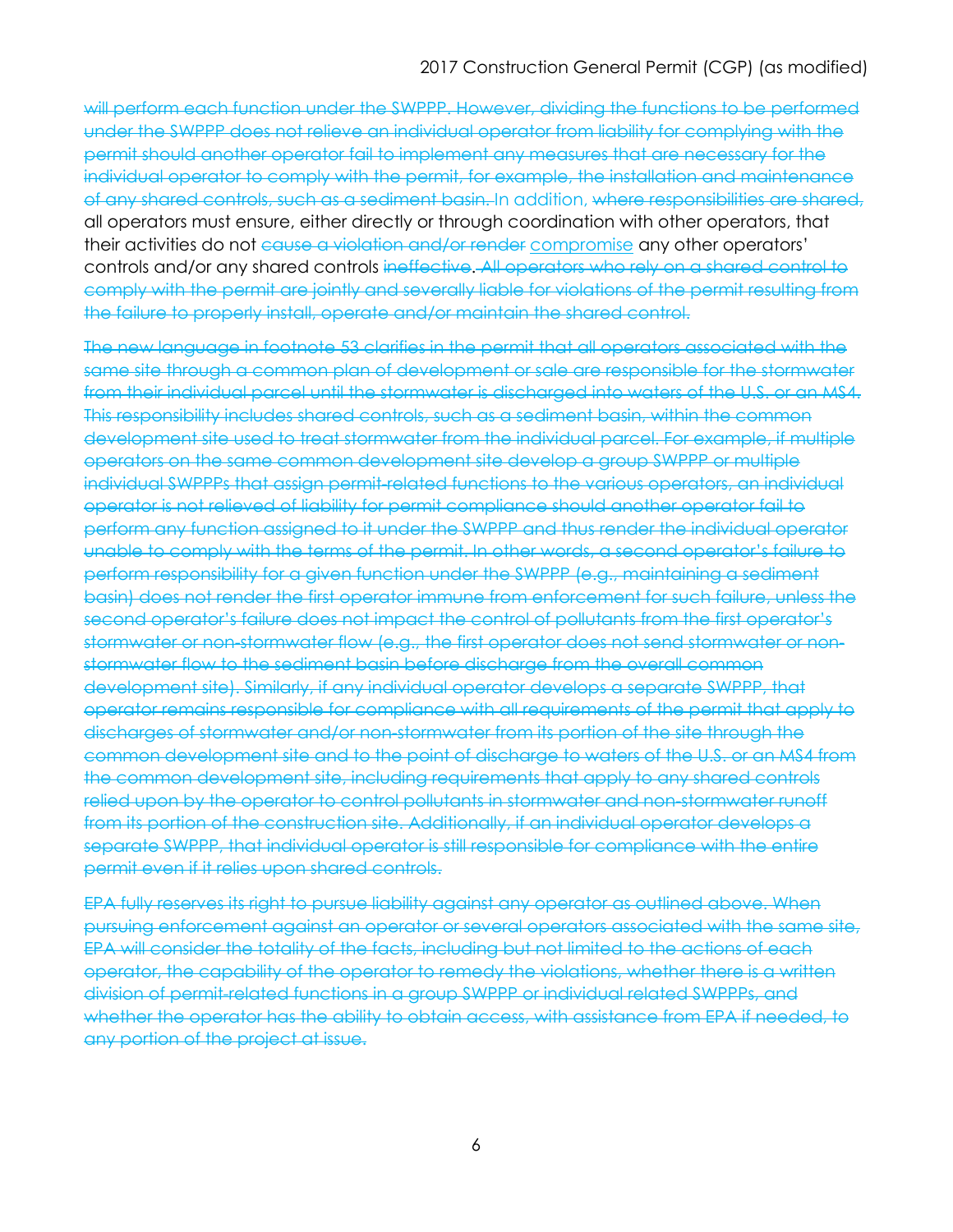~~will perform each function under the SWPPP. However, dividing the functions to be performed under the SWPPP does not relieve an individual operator from liability for complying with the permit should another operator fail to implement any measures that are necessary for the individual operator to comply with the permit, for example, the installation and maintenance of any shared controls, such as a sediment basin.~~ In addition, ~~where responsibilities are shared,~~ all operators must ensure, either directly or through coordination with other operators, that their activities do not ~~cause a violation and/or render~~ compromise any other operators' controls and/or any shared controls ~~ineffective~~. ~~All operators who rely on a shared control to comply with the permit are jointly and severally liable for violations of the permit resulting from the failure to properly install, operate and/or maintain the shared control.~~

~~The new language in footnote 53 clarifies in the permit that all operators associated with the same site through a common plan of development or sale are responsible for the stormwater from their individual parcel until the stormwater is discharged into waters of the U.S. or an MS4. This responsibility includes shared controls, such as a sediment basin, within the common development site used to treat stormwater from the individual parcel. For example, if multiple operators on the same common development site develop a group SWPPP or multiple individual SWPPPs that assign permit-related functions to the various operators, an individual operator is not relieved of liability for permit compliance should another operator fail to perform any function assigned to it under the SWPPP and thus render the individual operator unable to comply with the terms of the permit. In other words, a second operator's failure to perform responsibility for a given function under the SWPPP (e.g., maintaining a sediment basin) does not render the first operator immune from enforcement for such failure, unless the second operator's failure does not impact the control of pollutants from the first operator's stormwater or non-stormwater flow (e.g., the first operator does not send stormwater or non-stormwater flow to the sediment basin before discharge from the overall common development site). Similarly, if any individual operator develops a separate SWPPP, that operator remains responsible for compliance with all requirements of the permit that apply to discharges of stormwater and/or non-stormwater from its portion of the site through the common development site and to the point of discharge to waters of the U.S. or an MS4 from the common development site, including requirements that apply to any shared controls relied upon by the operator to control pollutants in stormwater and non-stormwater runoff from its portion of the construction site. Additionally, if an individual operator develops a separate SWPPP, that individual operator is still responsible for compliance with the entire permit even if it relies upon shared controls.~~

~~EPA fully reserves its right to pursue liability against any operator as outlined above. When pursuing enforcement against an operator or several operators associated with the same site, EPA will consider the totality of the facts, including but not limited to the actions of each operator, the capability of the operator to remedy the violations, whether there is a written division of permit-related functions in a group SWPPP or individual related SWPPPs, and whether the operator has the ability to obtain access, with assistance from EPA if needed, to any portion of the project at issue.~~